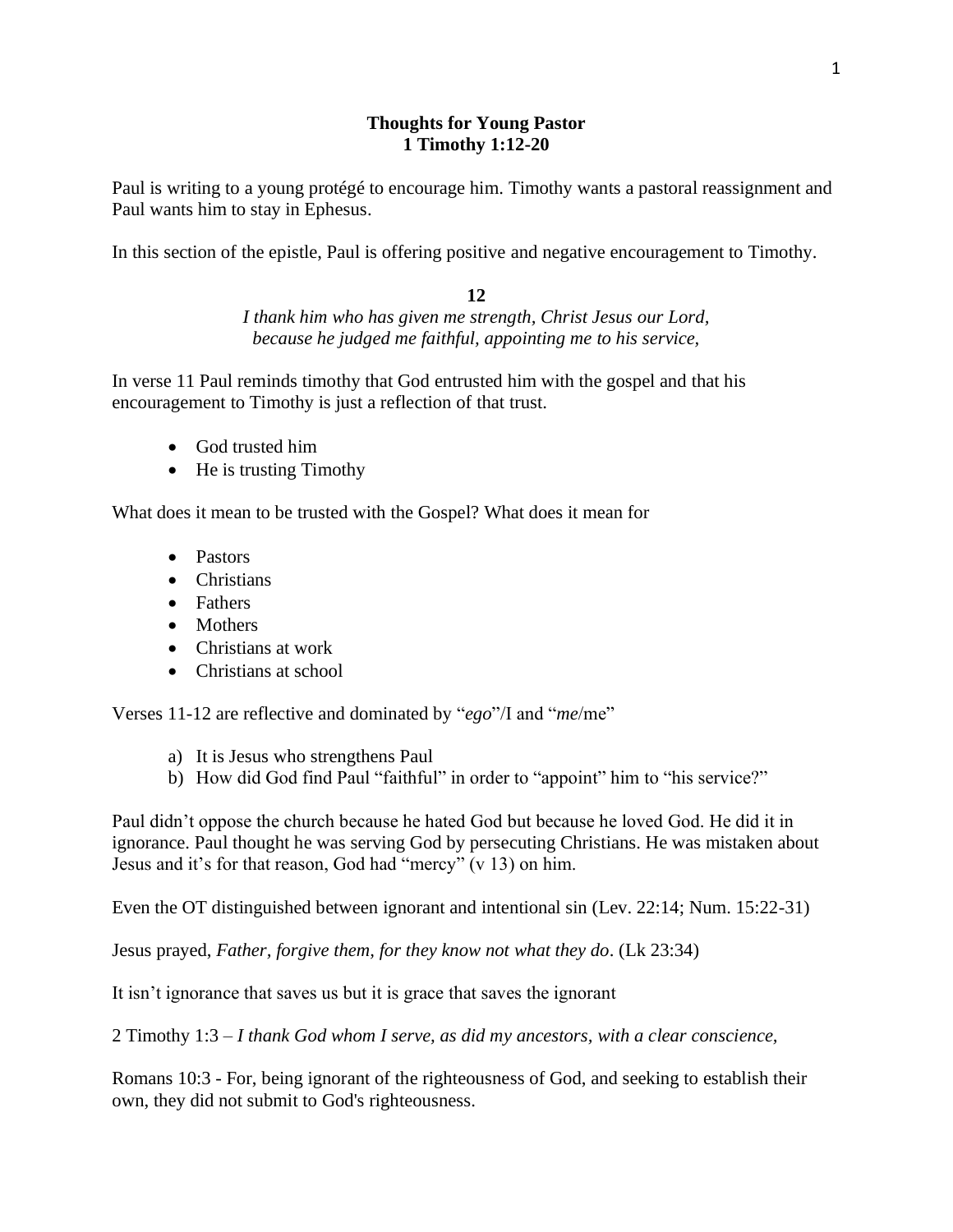# Thoughts for Young Pastor
## 1 Timothy 1:12-20

Paul is writing to a young protégé to encourage him. Timothy wants a pastoral reassignment and Paul wants him to stay in Ephesus.

In this section of the epistle, Paul is offering positive and negative encouragement to Timothy.

**12**

*I thank him who has given me strength, Christ Jesus our Lord,*
*because he judged me faithful, appointing me to his service,*

In verse 11 Paul reminds timothy that God entrusted him with the gospel and that his encouragement to Timothy is just a reflection of that trust.

- God trusted him
- He is trusting Timothy

What does it mean to be trusted with the Gospel? What does it mean for

- Pastors
- Christians
- Fathers
- Mothers
- Christians at work
- Christians at school

Verses 11-12 are reflective and dominated by "*ego*"/I and "*me*/me"

a) It is Jesus who strengthens Paul
b) How did God find Paul "faithful" in order to "appoint" him to "his service?"

Paul didn't oppose the church because he hated God but because he loved God. He did it in ignorance. Paul thought he was serving God by persecuting Christians. He was mistaken about Jesus and it's for that reason, God had "mercy" (v 13) on him.

Even the OT distinguished between ignorant and intentional sin (Lev. 22:14; Num. 15:22-31)

Jesus prayed, *Father, forgive them, for they know not what they do*. (Lk 23:34)

It isn't ignorance that saves us but it is grace that saves the ignorant

2 Timothy 1:3 – *I thank God whom I serve, as did my ancestors, with a clear conscience,*

Romans 10:3 - For, being ignorant of the righteousness of God, and seeking to establish their own, they did not submit to God's righteousness.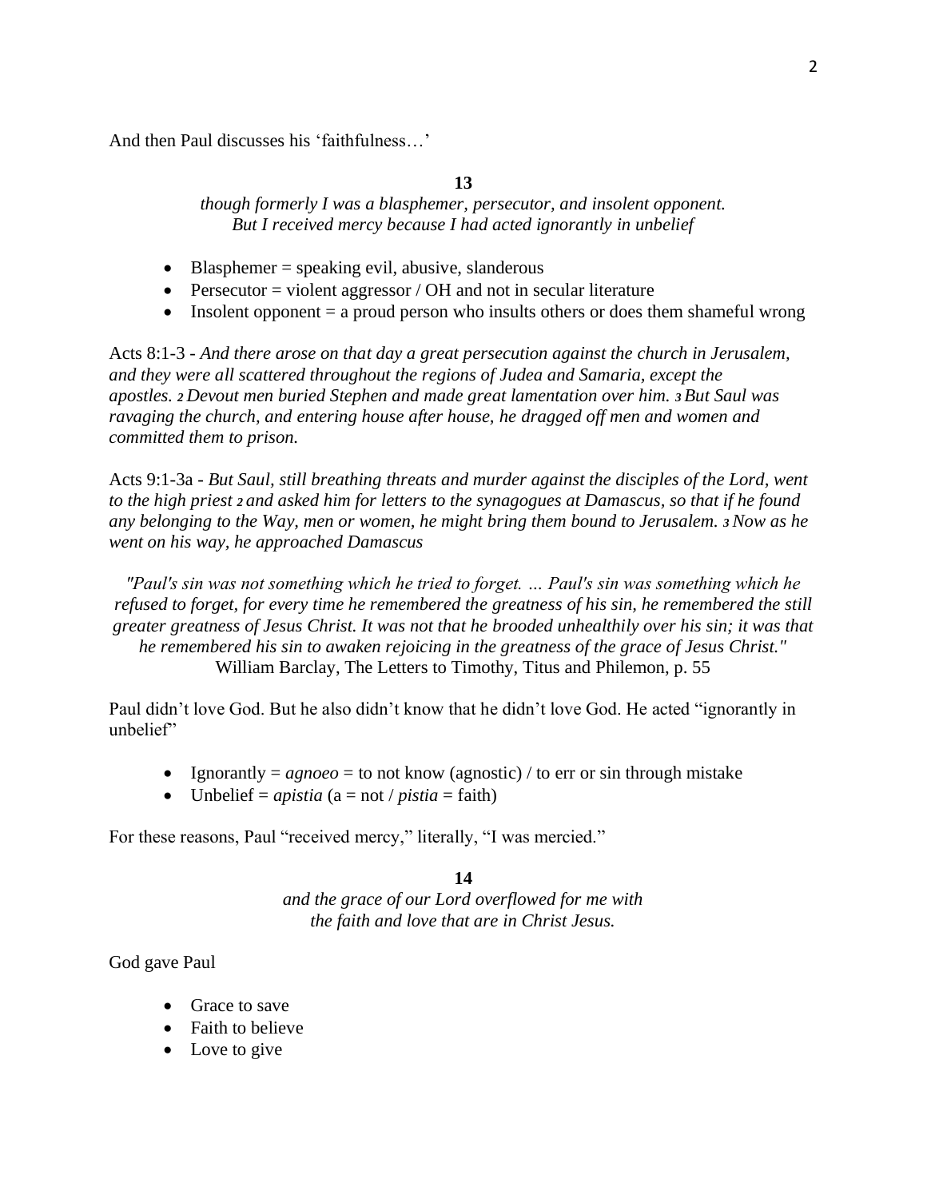And then Paul discusses his 'faithfulness…'

**13**

*though formerly I was a blasphemer, persecutor, and insolent opponent. But I received mercy because I had acted ignorantly in unbelief*

- Blasphemer = speaking evil, abusive, slanderous
- Persecutor = violent aggressor / OH and not in secular literature
- Insolent opponent = a proud person who insults others or does them shameful wrong

Acts 8:1-3 - *And there arose on that day a great persecution against the church in Jerusalem, and they were all scattered throughout the regions of Judea and Samaria, except the apostles. 2 Devout men buried Stephen and made great lamentation over him. 3 But Saul was ravaging the church, and entering house after house, he dragged off men and women and committed them to prison.*

Acts 9:1-3a - *But Saul, still breathing threats and murder against the disciples of the Lord, went to the high priest 2 and asked him for letters to the synagogues at Damascus, so that if he found any belonging to the Way, men or women, he might bring them bound to Jerusalem. 3 Now as he went on his way, he approached Damascus*

*"Paul's sin was not something which he tried to forget. … Paul's sin was something which he refused to forget, for every time he remembered the greatness of his sin, he remembered the still greater greatness of Jesus Christ. It was not that he brooded unhealthily over his sin; it was that he remembered his sin to awaken rejoicing in the greatness of the grace of Jesus Christ."*
William Barclay, The Letters to Timothy, Titus and Philemon, p. 55

Paul didn't love God. But he also didn't know that he didn't love God. He acted "ignorantly in unbelief"

- Ignorantly = *agnoeo* = to not know (agnostic) / to err or sin through mistake
- Unbelief = *apistia* (a = not / *pistia* = faith)

For these reasons, Paul "received mercy," literally, "I was mercied."

**14**

*and the grace of our Lord overflowed for me with the faith and love that are in Christ Jesus.*

God gave Paul

- Grace to save
- Faith to believe
- Love to give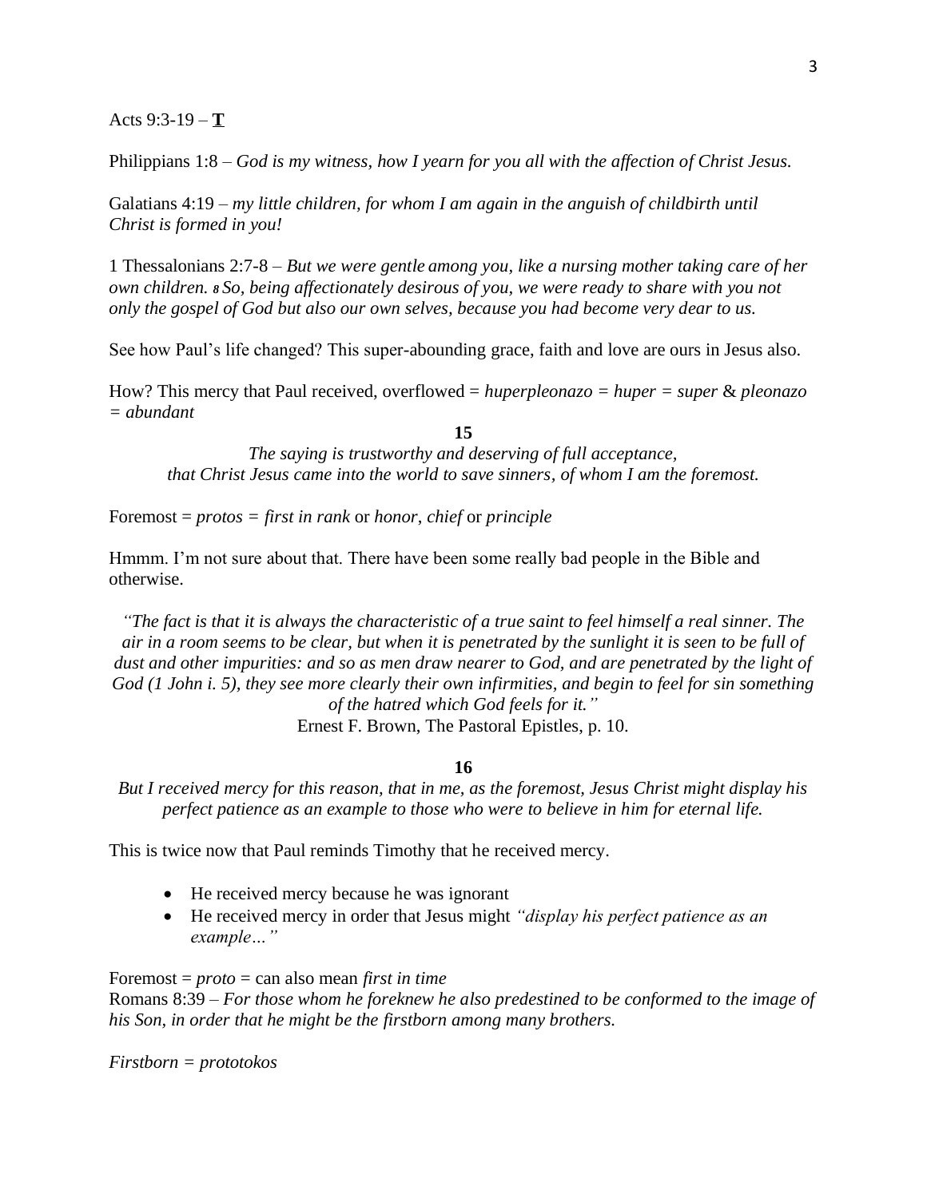Acts 9:3-19 – **T**

Philippians 1:8 – *God is my witness, how I yearn for you all with the affection of Christ Jesus.*

Galatians 4:19 – *my little children, for whom I am again in the anguish of childbirth until Christ is formed in you!*

1 Thessalonians 2:7-8 – *But we were gentle among you, like a nursing mother taking care of her own children. 8 So, being affectionately desirous of you, we were ready to share with you not only the gospel of God but also our own selves, because you had become very dear to us.*

See how Paul's life changed? This super-abounding grace, faith and love are ours in Jesus also.

How? This mercy that Paul received, overflowed = *huperpleonazo = huper = super* & *pleonazo = abundant*

**15**

*The saying is trustworthy and deserving of full acceptance, that Christ Jesus came into the world to save sinners, of whom I am the foremost.*

Foremost = *protos = first in rank* or *honor*, *chief* or *principle*

Hmmm. I'm not sure about that. There have been some really bad people in the Bible and otherwise.

*"The fact is that it is always the characteristic of a true saint to feel himself a real sinner. The air in a room seems to be clear, but when it is penetrated by the sunlight it is seen to be full of dust and other impurities: and so as men draw nearer to God, and are penetrated by the light of God (1 John i. 5), they see more clearly their own infirmities, and begin to feel for sin something of the hatred which God feels for it."*

Ernest F. Brown, The Pastoral Epistles, p. 10.

**16**

*But I received mercy for this reason, that in me, as the foremost, Jesus Christ might display his perfect patience as an example to those who were to believe in him for eternal life.*

This is twice now that Paul reminds Timothy that he received mercy.

- He received mercy because he was ignorant
- He received mercy in order that Jesus might *"display his perfect patience as an example…"*

Foremost = *proto* = can also mean *first in time*
Romans 8:39 – *For those whom he foreknew he also predestined to be conformed to the image of his Son, in order that he might be the firstborn among many brothers.*

*Firstborn = prototokos*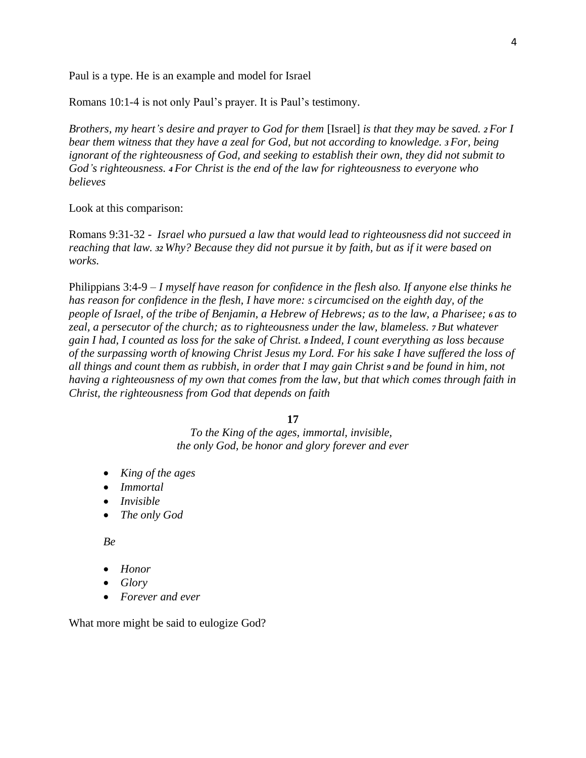Paul is a type. He is an example and model for Israel

Romans 10:1-4 is not only Paul's prayer. It is Paul's testimony.

*Brothers, my heart's desire and prayer to God for them* [Israel] *is that they may be saved.* ***2*** *For I bear them witness that they have a zeal for God, but not according to knowledge.* ***3*** *For, being ignorant of the righteousness of God, and seeking to establish their own, they did not submit to God's righteousness.* ***4*** *For Christ is the end of the law for righteousness to everyone who believes*

Look at this comparison:

Romans 9:31-32 - *Israel who pursued a law that would lead to righteousness did not succeed in reaching that law.* ***32*** *Why? Because they did not pursue it by faith, but as if it were based on works.*

Philippians 3:4-9 – *I myself have reason for confidence in the flesh also. If anyone else thinks he has reason for confidence in the flesh, I have more:* ***5*** *circumcised on the eighth day, of the people of Israel, of the tribe of Benjamin, a Hebrew of Hebrews; as to the law, a Pharisee;* ***6*** *as to zeal, a persecutor of the church; as to righteousness under the law, blameless.* ***7*** *But whatever gain I had, I counted as loss for the sake of Christ.* ***8*** *Indeed, I count everything as loss because of the surpassing worth of knowing Christ Jesus my Lord. For his sake I have suffered the loss of all things and count them as rubbish, in order that I may gain Christ* ***9*** *and be found in him, not having a righteousness of my own that comes from the law, but that which comes through faith in Christ, the righteousness from God that depends on faith*

**17**

*To the King of the ages, immortal, invisible,*
*the only God, be honor and glory forever and ever*

- *King of the ages*
- *Immortal*
- *Invisible*
- *The only God*

*Be*

- *Honor*
- *Glory*
- *Forever and ever*

What more might be said to eulogize God?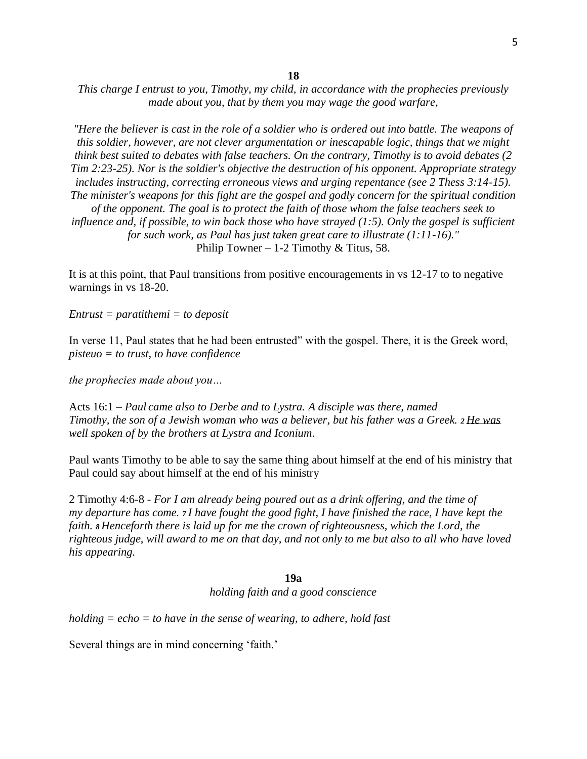**18**

*This charge I entrust to you, Timothy, my child, in accordance with the prophecies previously made about you, that by them you may wage the good warfare,*

*"Here the believer is cast in the role of a soldier who is ordered out into battle. The weapons of this soldier, however, are not clever argumentation or inescapable logic, things that we might think best suited to debates with false teachers. On the contrary, Timothy is to avoid debates (2 Tim 2:23-25). Nor is the soldier's objective the destruction of his opponent. Appropriate strategy includes instructing, correcting erroneous views and urging repentance (see 2 Thess 3:14-15). The minister's weapons for this fight are the gospel and godly concern for the spiritual condition of the opponent. The goal is to protect the faith of those whom the false teachers seek to influence and, if possible, to win back those who have strayed (1:5). Only the gospel is sufficient for such work, as Paul has just taken great care to illustrate (1:11-16)."*
Philip Towner – 1-2 Timothy & Titus, 58.

It is at this point, that Paul transitions from positive encouragements in vs 12-17 to to negative warnings in vs 18-20.

*Entrust = paratithemi = to deposit*

In verse 11, Paul states that he had been entrusted" with the gospel. There, it is the Greek word, *pisteuo = to trust, to have confidence*

*the prophecies made about you…*

Acts 16:1 – *Paul came also to Derbe and to Lystra. A disciple was there, named Timothy, the son of a Jewish woman who was a believer, but his father was a Greek.* ***2*** *He was well spoken of by the brothers at Lystra and Iconium.*

Paul wants Timothy to be able to say the same thing about himself at the end of his ministry that Paul could say about himself at the end of his ministry

2 Timothy 4:6-8 - *For I am already being poured out as a drink offering, and the time of my departure has come.* ***7*** *I have fought the good fight, I have finished the race, I have kept the faith.* ***8*** *Henceforth there is laid up for me the crown of righteousness, which the Lord, the righteous judge, will award to me on that day, and not only to me but also to all who have loved his appearing.*

**19a**

*holding faith and a good conscience*

*holding = echo = to have in the sense of wearing, to adhere, hold fast*

Several things are in mind concerning 'faith.'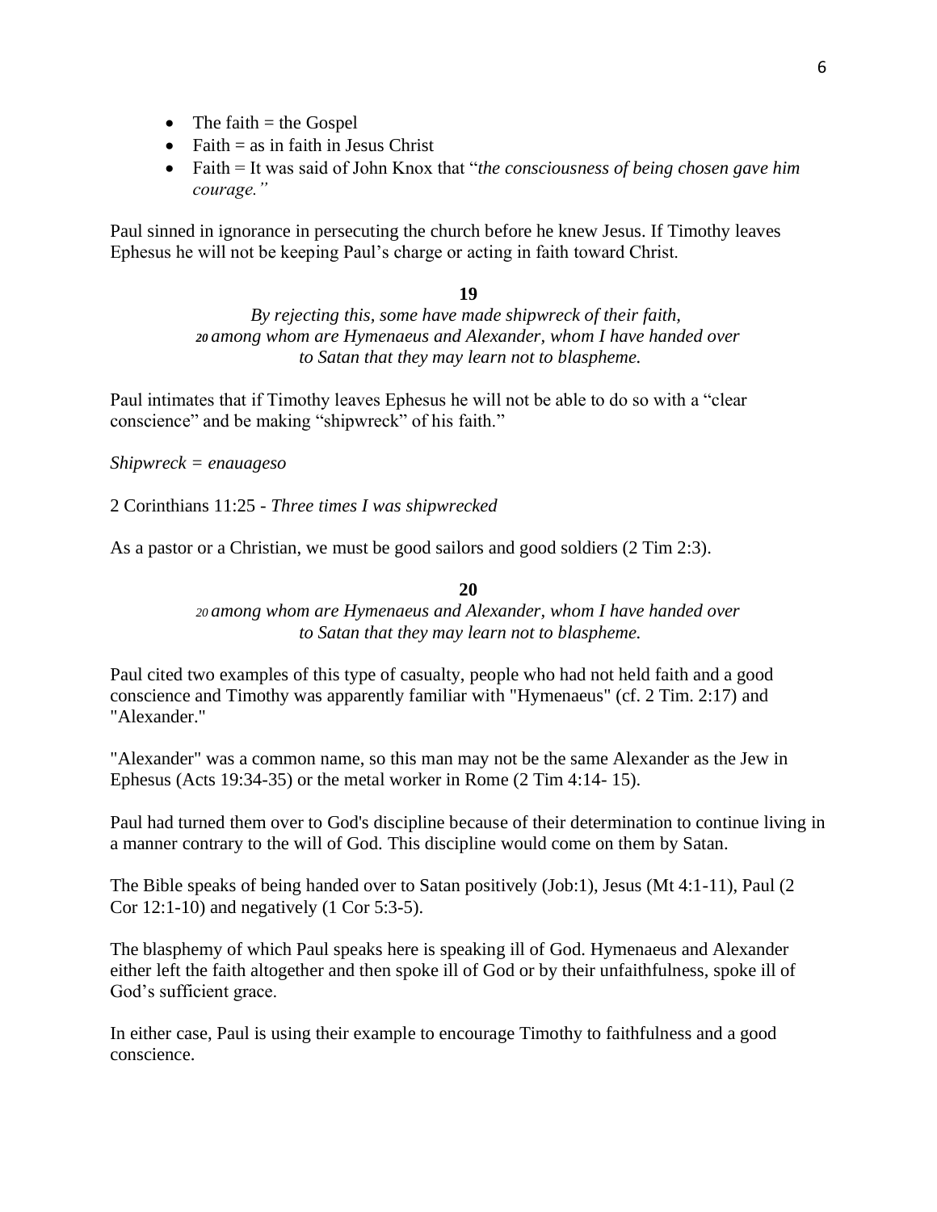- The faith = the Gospel
- Faith = as in faith in Jesus Christ
- Faith = It was said of John Knox that "*the consciousness of being chosen gave him courage."*

Paul sinned in ignorance in persecuting the church before he knew Jesus. If Timothy leaves Ephesus he will not be keeping Paul's charge or acting in faith toward Christ.

**19**

*By rejecting this, some have made shipwreck of their faith,*
*20 among whom are Hymenaeus and Alexander, whom I have handed over to Satan that they may learn not to blaspheme.*

Paul intimates that if Timothy leaves Ephesus he will not be able to do so with a "clear conscience" and be making "shipwreck" of his faith."

*Shipwreck = enauageso*

2 Corinthians 11:25 - *Three times I was shipwrecked*

As a pastor or a Christian, we must be good sailors and good soldiers (2 Tim 2:3).

**20**

*20 among whom are Hymenaeus and Alexander, whom I have handed over to Satan that they may learn not to blaspheme.*

Paul cited two examples of this type of casualty, people who had not held faith and a good conscience and Timothy was apparently familiar with "Hymenaeus" (cf. 2 Tim. 2:17) and "Alexander."

"Alexander" was a common name, so this man may not be the same Alexander as the Jew in Ephesus (Acts 19:34-35) or the metal worker in Rome (2 Tim 4:14- 15).

Paul had turned them over to God's discipline because of their determination to continue living in a manner contrary to the will of God. This discipline would come on them by Satan.

The Bible speaks of being handed over to Satan positively (Job:1), Jesus (Mt 4:1-11), Paul (2 Cor 12:1-10) and negatively (1 Cor 5:3-5).

The blasphemy of which Paul speaks here is speaking ill of God. Hymenaeus and Alexander either left the faith altogether and then spoke ill of God or by their unfaithfulness, spoke ill of God's sufficient grace.

In either case, Paul is using their example to encourage Timothy to faithfulness and a good conscience.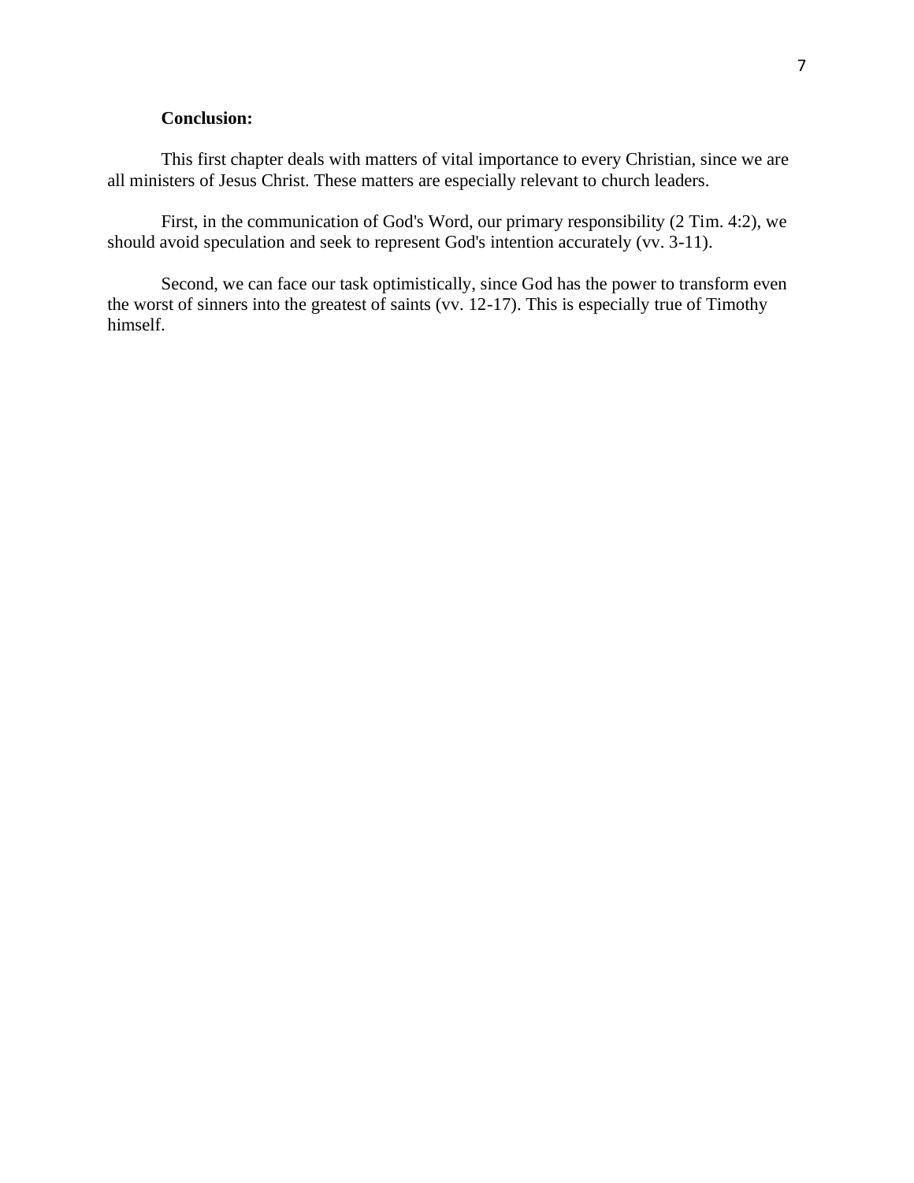**Conclusion:**

This first chapter deals with matters of vital importance to every Christian, since we are all ministers of Jesus Christ. These matters are especially relevant to church leaders.

First, in the communication of God's Word, our primary responsibility (2 Tim. 4:2), we should avoid speculation and seek to represent God's intention accurately (vv. 3-11).

Second, we can face our task optimistically, since God has the power to transform even the worst of sinners into the greatest of saints (vv. 12-17). This is especially true of Timothy himself.